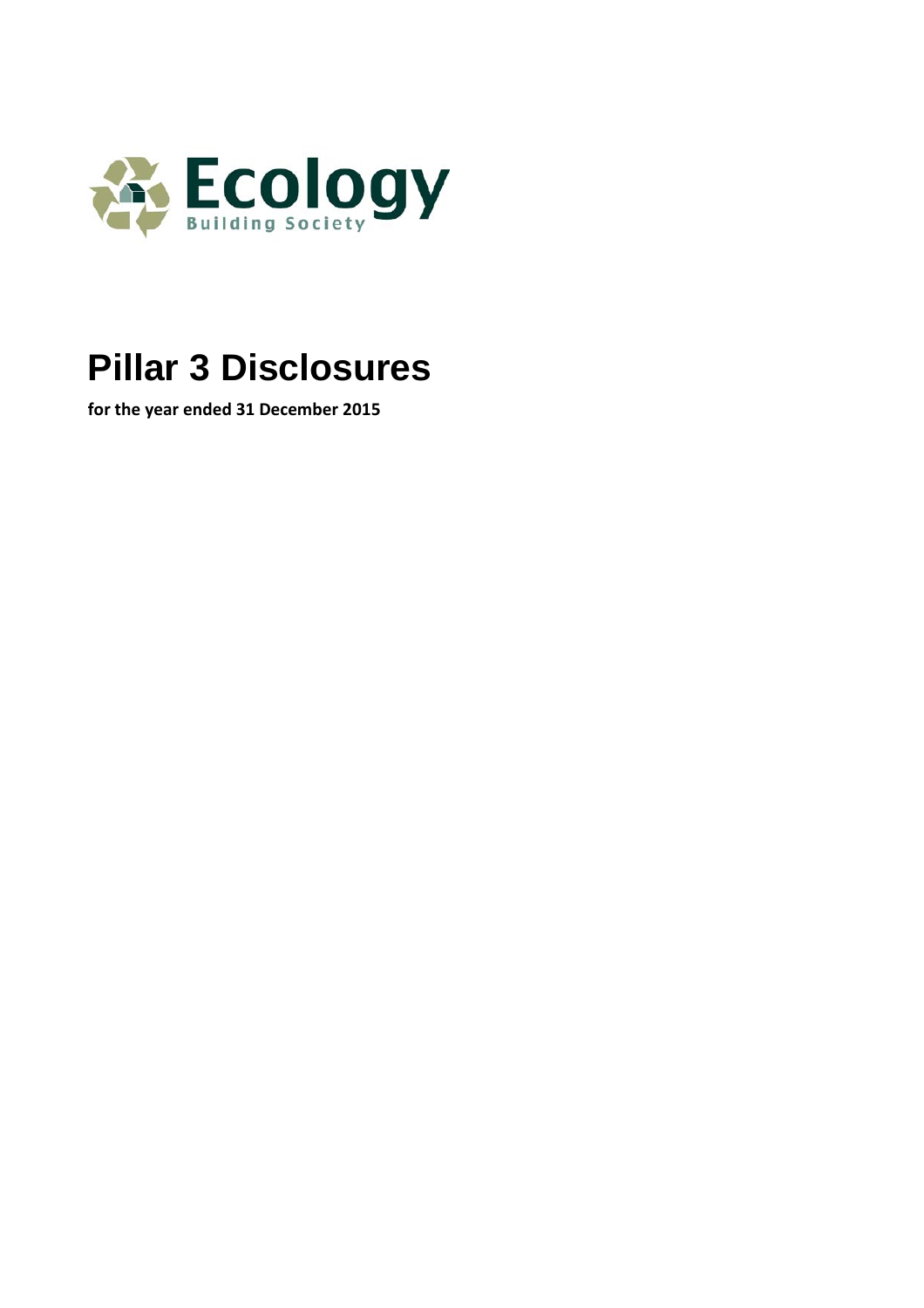Ecology
Building Society

# Pillar 3 Disclosures

**for the year ended 31 December 2015**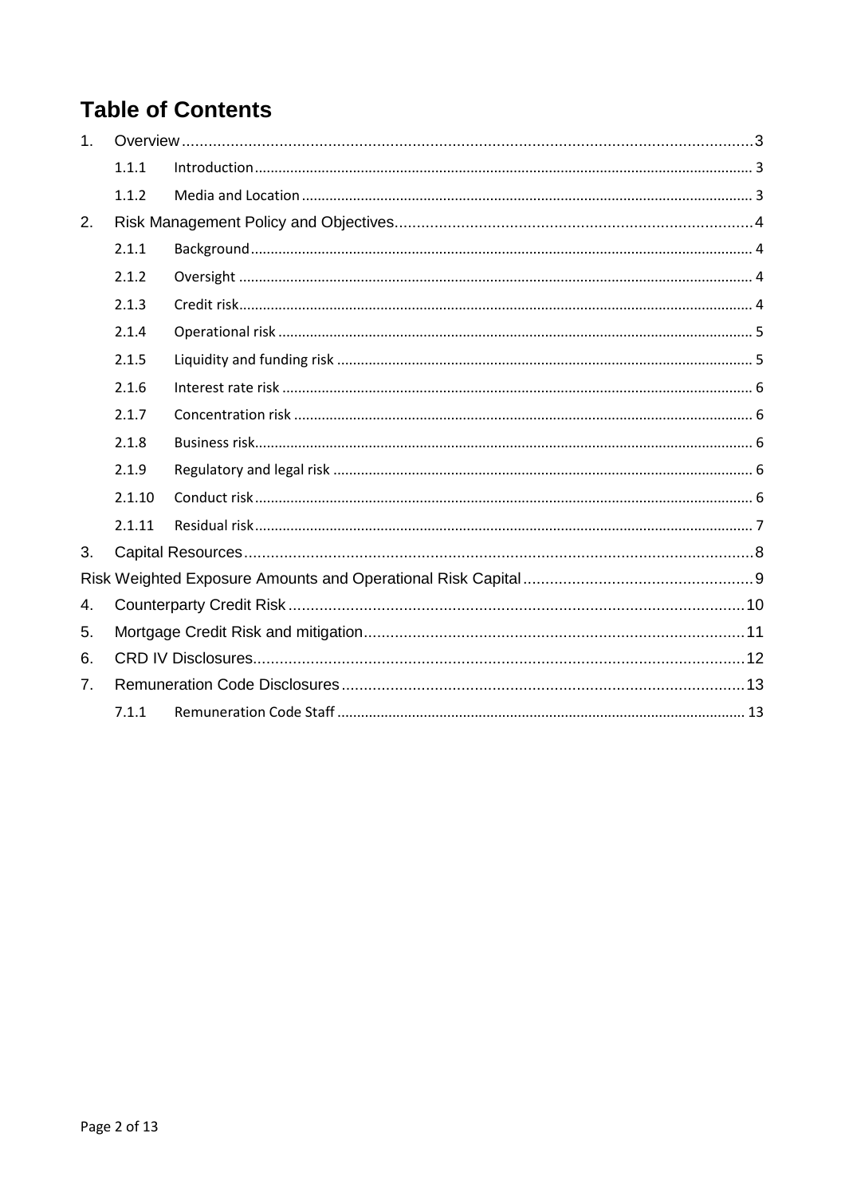# Table of Contents

1. Overview ........ 3
   - 1.1.1 Introduction ........ 3
   - 1.1.2 Media and Location ........ 3
2. Risk Management Policy and Objectives ........ 4
   - 2.1.1 Background ........ 4
   - 2.1.2 Oversight ........ 4
   - 2.1.3 Credit risk ........ 4
   - 2.1.4 Operational risk ........ 5
   - 2.1.5 Liquidity and funding risk ........ 5
   - 2.1.6 Interest rate risk ........ 6
   - 2.1.7 Concentration risk ........ 6
   - 2.1.8 Business risk ........ 6
   - 2.1.9 Regulatory and legal risk ........ 6
   - 2.1.10 Conduct risk ........ 6
   - 2.1.11 Residual risk ........ 7
3. Capital Resources ........ 8

Risk Weighted Exposure Amounts and Operational Risk Capital ........ 9

4. Counterparty Credit Risk ........ 10
5. Mortgage Credit Risk and mitigation ........ 11
6. CRD IV Disclosures ........ 12
7. Remuneration Code Disclosures ........ 13
   - 7.1.1 Remuneration Code Staff ........ 13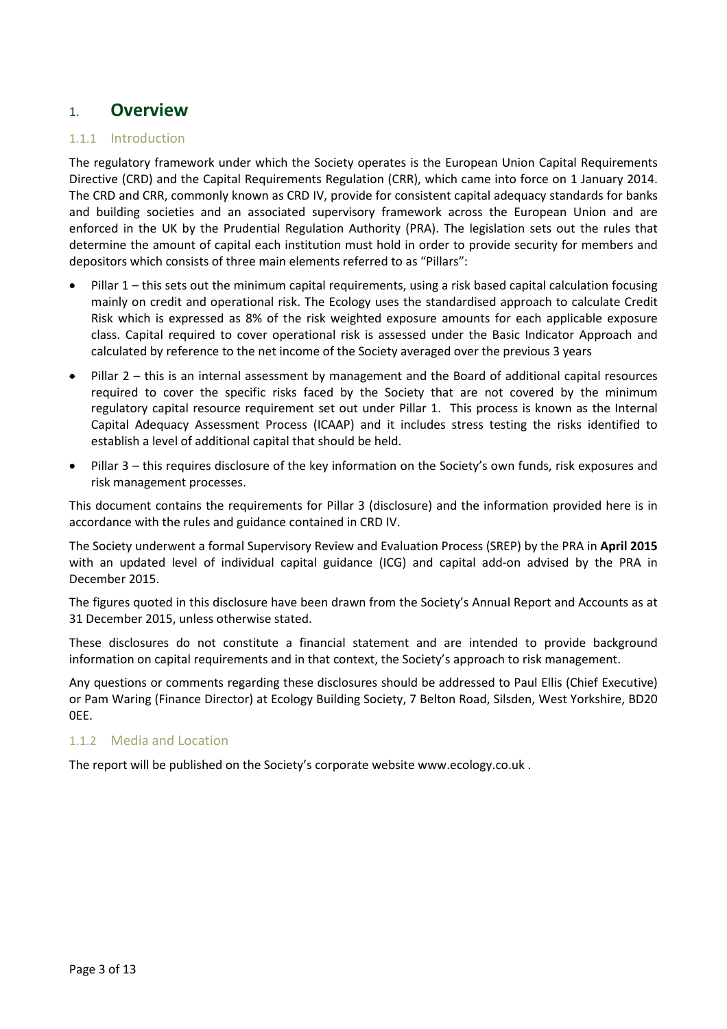# 1. Overview

### 1.1.1 Introduction

The regulatory framework under which the Society operates is the European Union Capital Requirements Directive (CRD) and the Capital Requirements Regulation (CRR), which came into force on 1 January 2014. The CRD and CRR, commonly known as CRD IV, provide for consistent capital adequacy standards for banks and building societies and an associated supervisory framework across the European Union and are enforced in the UK by the Prudential Regulation Authority (PRA). The legislation sets out the rules that determine the amount of capital each institution must hold in order to provide security for members and depositors which consists of three main elements referred to as "Pillars":

- Pillar 1 – this sets out the minimum capital requirements, using a risk based capital calculation focusing mainly on credit and operational risk. The Ecology uses the standardised approach to calculate Credit Risk which is expressed as 8% of the risk weighted exposure amounts for each applicable exposure class. Capital required to cover operational risk is assessed under the Basic Indicator Approach and calculated by reference to the net income of the Society averaged over the previous 3 years
- Pillar 2 – this is an internal assessment by management and the Board of additional capital resources required to cover the specific risks faced by the Society that are not covered by the minimum regulatory capital resource requirement set out under Pillar 1. This process is known as the Internal Capital Adequacy Assessment Process (ICAAP) and it includes stress testing the risks identified to establish a level of additional capital that should be held.
- Pillar 3 – this requires disclosure of the key information on the Society's own funds, risk exposures and risk management processes.

This document contains the requirements for Pillar 3 (disclosure) and the information provided here is in accordance with the rules and guidance contained in CRD IV.

The Society underwent a formal Supervisory Review and Evaluation Process (SREP) by the PRA in **April 2015** with an updated level of individual capital guidance (ICG) and capital add-on advised by the PRA in December 2015.

The figures quoted in this disclosure have been drawn from the Society's Annual Report and Accounts as at 31 December 2015, unless otherwise stated.

These disclosures do not constitute a financial statement and are intended to provide background information on capital requirements and in that context, the Society's approach to risk management.

Any questions or comments regarding these disclosures should be addressed to Paul Ellis (Chief Executive) or Pam Waring (Finance Director) at Ecology Building Society, 7 Belton Road, Silsden, West Yorkshire, BD20 0EE.

### 1.1.2 Media and Location

The report will be published on the Society's corporate website www.ecology.co.uk .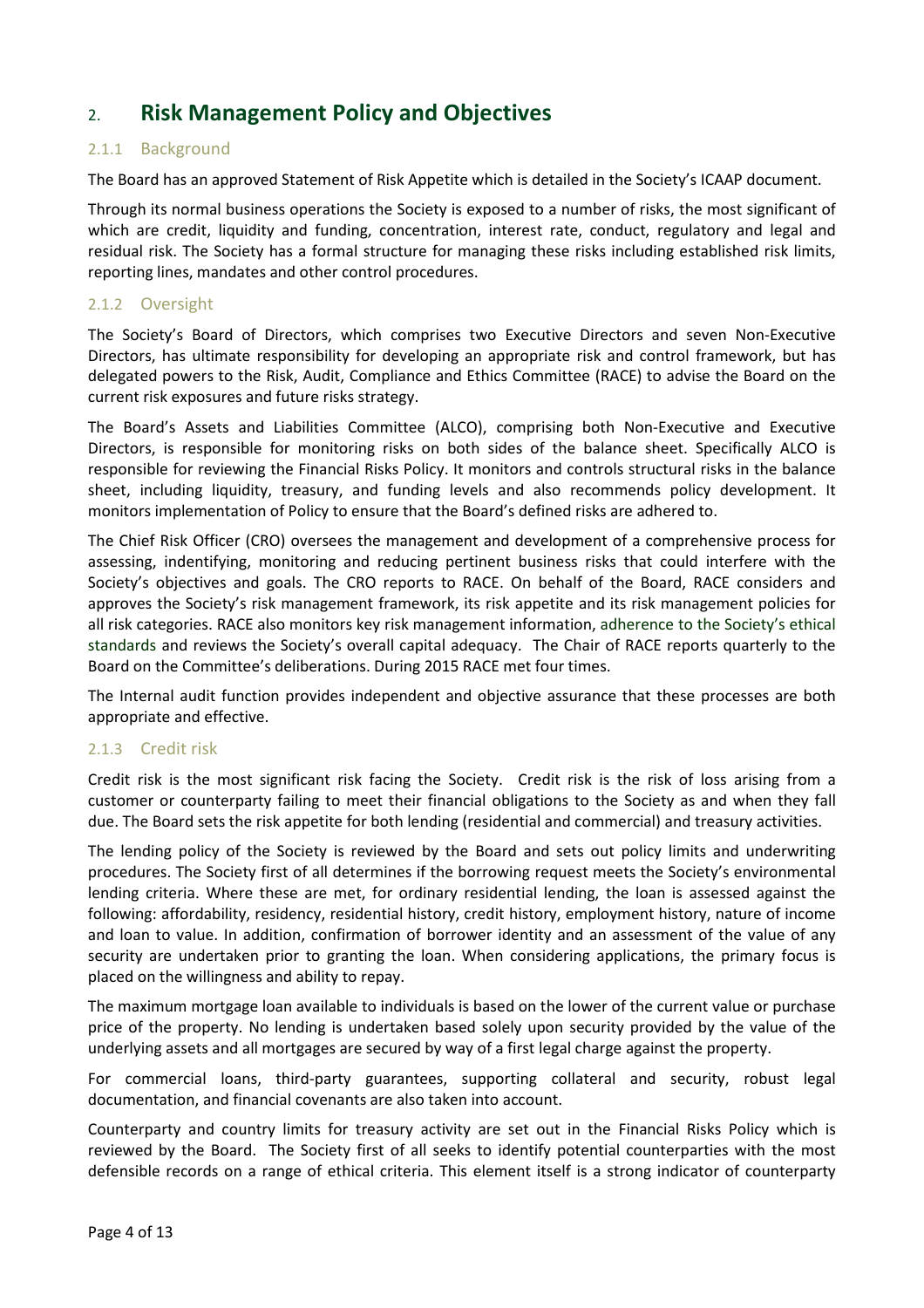# 2. Risk Management Policy and Objectives

### 2.1.1 Background

The Board has an approved Statement of Risk Appetite which is detailed in the Society's ICAAP document.

Through its normal business operations the Society is exposed to a number of risks, the most significant of which are credit, liquidity and funding, concentration, interest rate, conduct, regulatory and legal and residual risk. The Society has a formal structure for managing these risks including established risk limits, reporting lines, mandates and other control procedures.

### 2.1.2 Oversight

The Society's Board of Directors, which comprises two Executive Directors and seven Non-Executive Directors, has ultimate responsibility for developing an appropriate risk and control framework, but has delegated powers to the Risk, Audit, Compliance and Ethics Committee (RACE) to advise the Board on the current risk exposures and future risks strategy.

The Board's Assets and Liabilities Committee (ALCO), comprising both Non-Executive and Executive Directors, is responsible for monitoring risks on both sides of the balance sheet. Specifically ALCO is responsible for reviewing the Financial Risks Policy. It monitors and controls structural risks in the balance sheet, including liquidity, treasury, and funding levels and also recommends policy development. It monitors implementation of Policy to ensure that the Board's defined risks are adhered to.

The Chief Risk Officer (CRO) oversees the management and development of a comprehensive process for assessing, indentifying, monitoring and reducing pertinent business risks that could interfere with the Society's objectives and goals. The CRO reports to RACE. On behalf of the Board, RACE considers and approves the Society's risk management framework, its risk appetite and its risk management policies for all risk categories. RACE also monitors key risk management information, adherence to the Society's ethical standards and reviews the Society's overall capital adequacy. The Chair of RACE reports quarterly to the Board on the Committee's deliberations. During 2015 RACE met four times.

The Internal audit function provides independent and objective assurance that these processes are both appropriate and effective.

### 2.1.3 Credit risk

Credit risk is the most significant risk facing the Society. Credit risk is the risk of loss arising from a customer or counterparty failing to meet their financial obligations to the Society as and when they fall due. The Board sets the risk appetite for both lending (residential and commercial) and treasury activities.

The lending policy of the Society is reviewed by the Board and sets out policy limits and underwriting procedures. The Society first of all determines if the borrowing request meets the Society's environmental lending criteria. Where these are met, for ordinary residential lending, the loan is assessed against the following: affordability, residency, residential history, credit history, employment history, nature of income and loan to value. In addition, confirmation of borrower identity and an assessment of the value of any security are undertaken prior to granting the loan. When considering applications, the primary focus is placed on the willingness and ability to repay.

The maximum mortgage loan available to individuals is based on the lower of the current value or purchase price of the property. No lending is undertaken based solely upon security provided by the value of the underlying assets and all mortgages are secured by way of a first legal charge against the property.

For commercial loans, third-party guarantees, supporting collateral and security, robust legal documentation, and financial covenants are also taken into account.

Counterparty and country limits for treasury activity are set out in the Financial Risks Policy which is reviewed by the Board. The Society first of all seeks to identify potential counterparties with the most defensible records on a range of ethical criteria. This element itself is a strong indicator of counterparty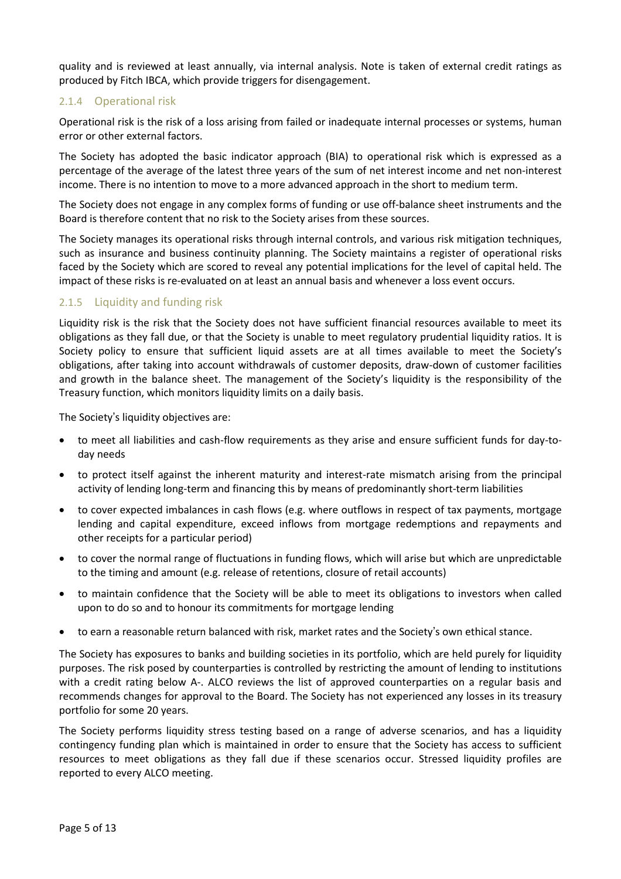quality and is reviewed at least annually, via internal analysis. Note is taken of external credit ratings as produced by Fitch IBCA, which provide triggers for disengagement.

### 2.1.4 Operational risk

Operational risk is the risk of a loss arising from failed or inadequate internal processes or systems, human error or other external factors.

The Society has adopted the basic indicator approach (BIA) to operational risk which is expressed as a percentage of the average of the latest three years of the sum of net interest income and net non-interest income. There is no intention to move to a more advanced approach in the short to medium term.

The Society does not engage in any complex forms of funding or use off-balance sheet instruments and the Board is therefore content that no risk to the Society arises from these sources.

The Society manages its operational risks through internal controls, and various risk mitigation techniques, such as insurance and business continuity planning. The Society maintains a register of operational risks faced by the Society which are scored to reveal any potential implications for the level of capital held. The impact of these risks is re-evaluated on at least an annual basis and whenever a loss event occurs.

### 2.1.5 Liquidity and funding risk

Liquidity risk is the risk that the Society does not have sufficient financial resources available to meet its obligations as they fall due, or that the Society is unable to meet regulatory prudential liquidity ratios. It is Society policy to ensure that sufficient liquid assets are at all times available to meet the Society's obligations, after taking into account withdrawals of customer deposits, draw-down of customer facilities and growth in the balance sheet. The management of the Society's liquidity is the responsibility of the Treasury function, which monitors liquidity limits on a daily basis.

The Society's liquidity objectives are:

- to meet all liabilities and cash-flow requirements as they arise and ensure sufficient funds for day-to-day needs
- to protect itself against the inherent maturity and interest-rate mismatch arising from the principal activity of lending long-term and financing this by means of predominantly short-term liabilities
- to cover expected imbalances in cash flows (e.g. where outflows in respect of tax payments, mortgage lending and capital expenditure, exceed inflows from mortgage redemptions and repayments and other receipts for a particular period)
- to cover the normal range of fluctuations in funding flows, which will arise but which are unpredictable to the timing and amount (e.g. release of retentions, closure of retail accounts)
- to maintain confidence that the Society will be able to meet its obligations to investors when called upon to do so and to honour its commitments for mortgage lending
- to earn a reasonable return balanced with risk, market rates and the Society's own ethical stance.

The Society has exposures to banks and building societies in its portfolio, which are held purely for liquidity purposes. The risk posed by counterparties is controlled by restricting the amount of lending to institutions with a credit rating below A-. ALCO reviews the list of approved counterparties on a regular basis and recommends changes for approval to the Board. The Society has not experienced any losses in its treasury portfolio for some 20 years.

The Society performs liquidity stress testing based on a range of adverse scenarios, and has a liquidity contingency funding plan which is maintained in order to ensure that the Society has access to sufficient resources to meet obligations as they fall due if these scenarios occur. Stressed liquidity profiles are reported to every ALCO meeting.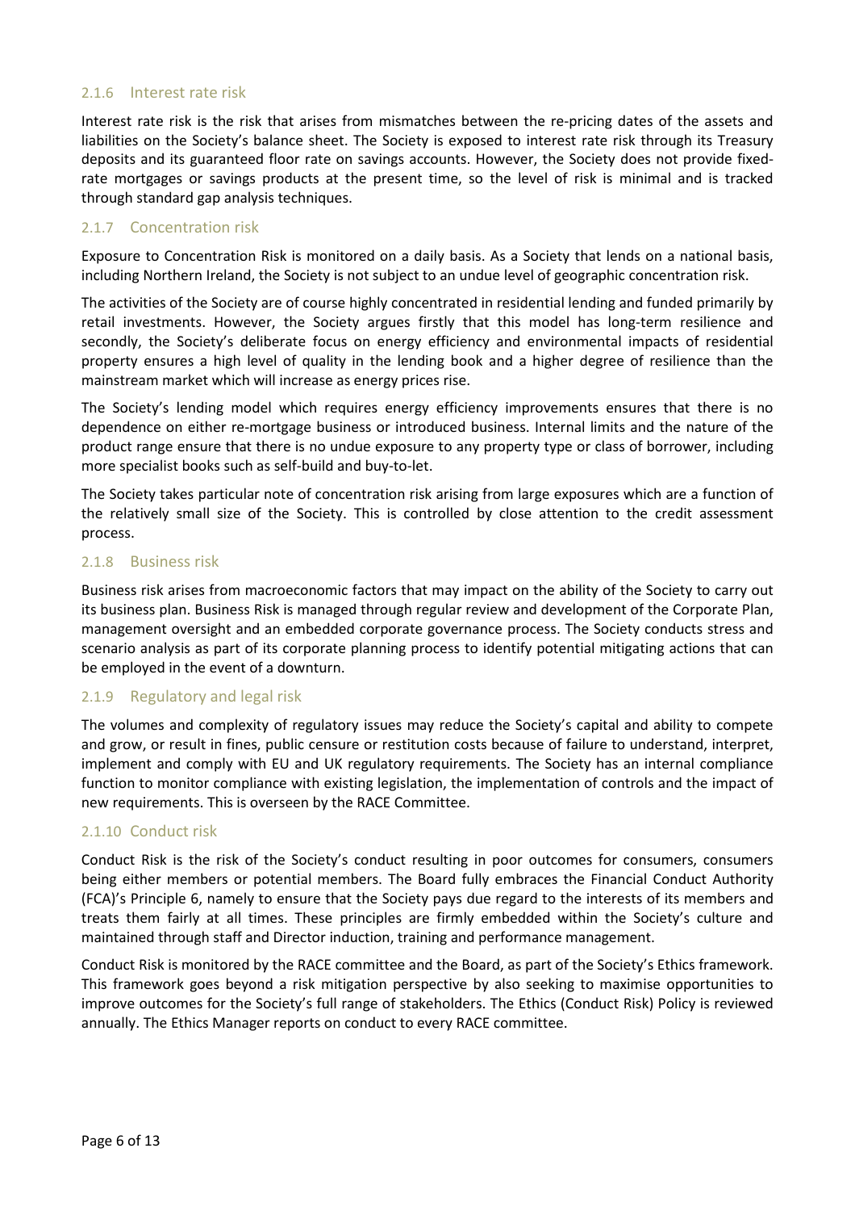### 2.1.6 Interest rate risk

Interest rate risk is the risk that arises from mismatches between the re-pricing dates of the assets and liabilities on the Society's balance sheet. The Society is exposed to interest rate risk through its Treasury deposits and its guaranteed floor rate on savings accounts. However, the Society does not provide fixed-rate mortgages or savings products at the present time, so the level of risk is minimal and is tracked through standard gap analysis techniques.

### 2.1.7 Concentration risk

Exposure to Concentration Risk is monitored on a daily basis. As a Society that lends on a national basis, including Northern Ireland, the Society is not subject to an undue level of geographic concentration risk.

The activities of the Society are of course highly concentrated in residential lending and funded primarily by retail investments. However, the Society argues firstly that this model has long-term resilience and secondly, the Society's deliberate focus on energy efficiency and environmental impacts of residential property ensures a high level of quality in the lending book and a higher degree of resilience than the mainstream market which will increase as energy prices rise.

The Society's lending model which requires energy efficiency improvements ensures that there is no dependence on either re-mortgage business or introduced business. Internal limits and the nature of the product range ensure that there is no undue exposure to any property type or class of borrower, including more specialist books such as self-build and buy-to-let.

The Society takes particular note of concentration risk arising from large exposures which are a function of the relatively small size of the Society. This is controlled by close attention to the credit assessment process.

### 2.1.8 Business risk

Business risk arises from macroeconomic factors that may impact on the ability of the Society to carry out its business plan. Business Risk is managed through regular review and development of the Corporate Plan, management oversight and an embedded corporate governance process. The Society conducts stress and scenario analysis as part of its corporate planning process to identify potential mitigating actions that can be employed in the event of a downturn.

### 2.1.9 Regulatory and legal risk

The volumes and complexity of regulatory issues may reduce the Society's capital and ability to compete and grow, or result in fines, public censure or restitution costs because of failure to understand, interpret, implement and comply with EU and UK regulatory requirements. The Society has an internal compliance function to monitor compliance with existing legislation, the implementation of controls and the impact of new requirements. This is overseen by the RACE Committee.

### 2.1.10 Conduct risk

Conduct Risk is the risk of the Society's conduct resulting in poor outcomes for consumers, consumers being either members or potential members. The Board fully embraces the Financial Conduct Authority (FCA)'s Principle 6, namely to ensure that the Society pays due regard to the interests of its members and treats them fairly at all times. These principles are firmly embedded within the Society's culture and maintained through staff and Director induction, training and performance management.

Conduct Risk is monitored by the RACE committee and the Board, as part of the Society's Ethics framework. This framework goes beyond a risk mitigation perspective by also seeking to maximise opportunities to improve outcomes for the Society's full range of stakeholders. The Ethics (Conduct Risk) Policy is reviewed annually. The Ethics Manager reports on conduct to every RACE committee.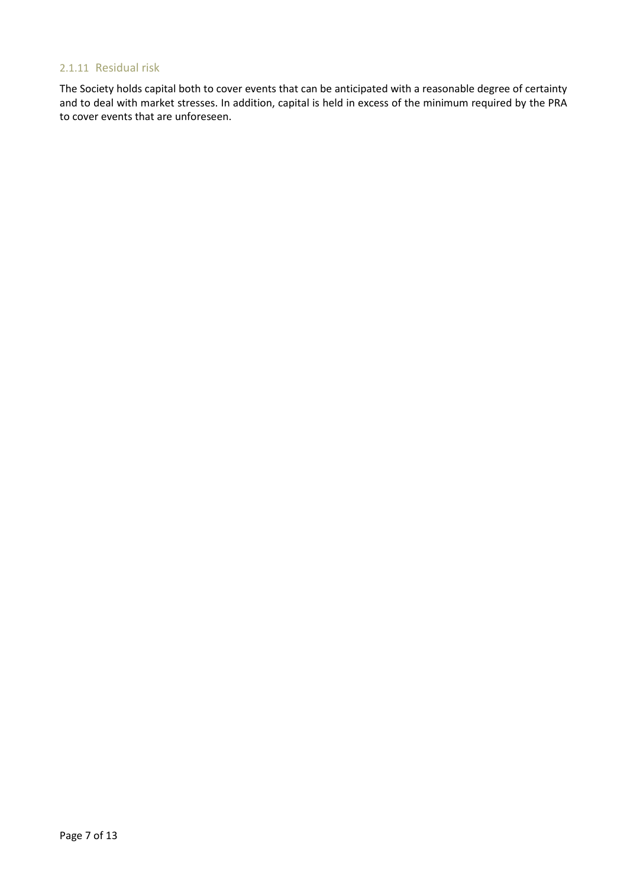### 2.1.11 Residual risk

The Society holds capital both to cover events that can be anticipated with a reasonable degree of certainty and to deal with market stresses. In addition, capital is held in excess of the minimum required by the PRA to cover events that are unforeseen.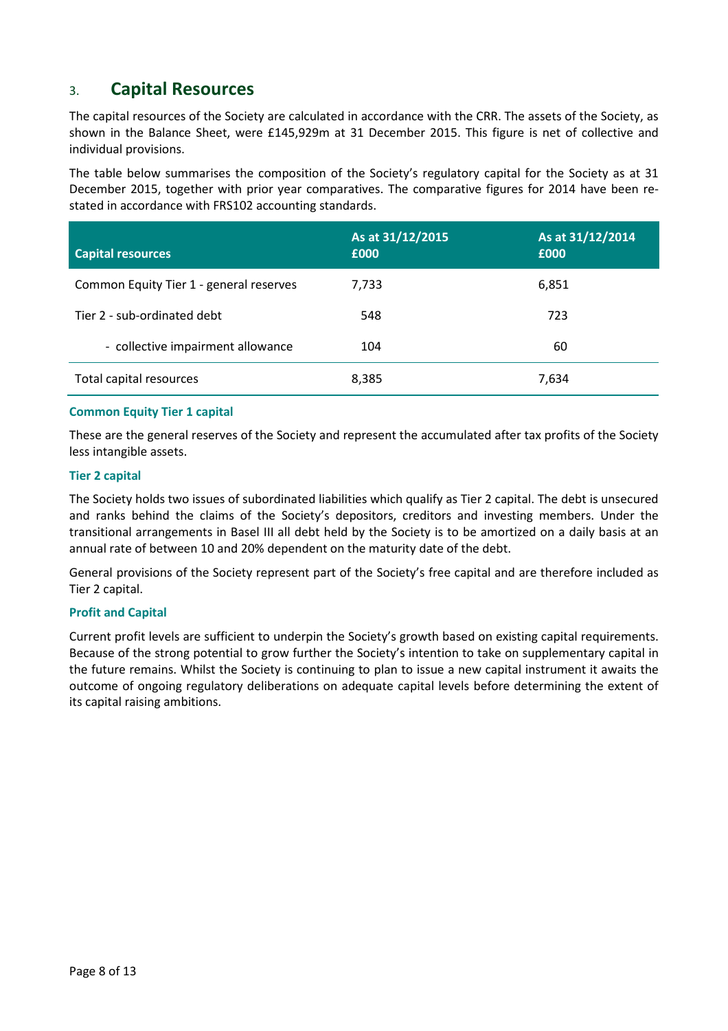## 3. Capital Resources

The capital resources of the Society are calculated in accordance with the CRR. The assets of the Society, as shown in the Balance Sheet, were £145,929m at 31 December 2015. This figure is net of collective and individual provisions.

The table below summarises the composition of the Society's regulatory capital for the Society as at 31 December 2015, together with prior year comparatives. The comparative figures for 2014 have been re-stated in accordance with FRS102 accounting standards.

| Capital resources | As at 31/12/2015 £000 | As at 31/12/2014 £000 |
|---|---|---|
| Common Equity Tier 1 - general reserves | 7,733 | 6,851 |
| Tier 2 - sub-ordinated debt | 548 | 723 |
| - collective impairment allowance | 104 | 60 |
| Total capital resources | 8,385 | 7,634 |

### Common Equity Tier 1 capital

These are the general reserves of the Society and represent the accumulated after tax profits of the Society less intangible assets.

### Tier 2 capital

The Society holds two issues of subordinated liabilities which qualify as Tier 2 capital. The debt is unsecured and ranks behind the claims of the Society's depositors, creditors and investing members. Under the transitional arrangements in Basel III all debt held by the Society is to be amortized on a daily basis at an annual rate of between 10 and 20% dependent on the maturity date of the debt.

General provisions of the Society represent part of the Society's free capital and are therefore included as Tier 2 capital.

### Profit and Capital

Current profit levels are sufficient to underpin the Society's growth based on existing capital requirements. Because of the strong potential to grow further the Society's intention to take on supplementary capital in the future remains. Whilst the Society is continuing to plan to issue a new capital instrument it awaits the outcome of ongoing regulatory deliberations on adequate capital levels before determining the extent of its capital raising ambitions.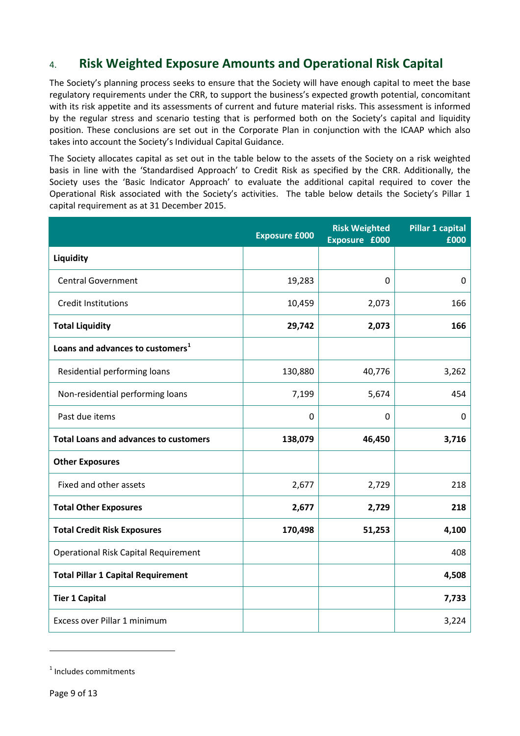## 4. Risk Weighted Exposure Amounts and Operational Risk Capital

The Society's planning process seeks to ensure that the Society will have enough capital to meet the base regulatory requirements under the CRR, to support the business's expected growth potential, concomitant with its risk appetite and its assessments of current and future material risks. This assessment is informed by the regular stress and scenario testing that is performed both on the Society's capital and liquidity position. These conclusions are set out in the Corporate Plan in conjunction with the ICAAP which also takes into account the Society's Individual Capital Guidance.

The Society allocates capital as set out in the table below to the assets of the Society on a risk weighted basis in line with the 'Standardised Approach' to Credit Risk as specified by the CRR. Additionally, the Society uses the 'Basic Indicator Approach' to evaluate the additional capital required to cover the Operational Risk associated with the Society's activities. The table below details the Society's Pillar 1 capital requirement as at 31 December 2015.

| | Exposure £000 | Risk Weighted Exposure £000 | Pillar 1 capital £000 |
|---|---|---|---|
| **Liquidity** | | | |
| Central Government | 19,283 | 0 | 0 |
| Credit Institutions | 10,459 | 2,073 | 166 |
| **Total Liquidity** | **29,742** | **2,073** | **166** |
| **Loans and advances to customers[1]** | | | |
| Residential performing loans | 130,880 | 40,776 | 3,262 |
| Non-residential performing loans | 7,199 | 5,674 | 454 |
| Past due items | 0 | 0 | 0 |
| **Total Loans and advances to customers** | **138,079** | **46,450** | **3,716** |
| **Other Exposures** | | | |
| Fixed and other assets | 2,677 | 2,729 | 218 |
| **Total Other Exposures** | **2,677** | **2,729** | **218** |
| **Total Credit Risk Exposures** | **170,498** | **51,253** | **4,100** |
| Operational Risk Capital Requirement | | | 408 |
| **Total Pillar 1 Capital Requirement** | | | **4,508** |
| **Tier 1 Capital** | | | **7,733** |
| Excess over Pillar 1 minimum | | | 3,224 |

[1] Includes commitments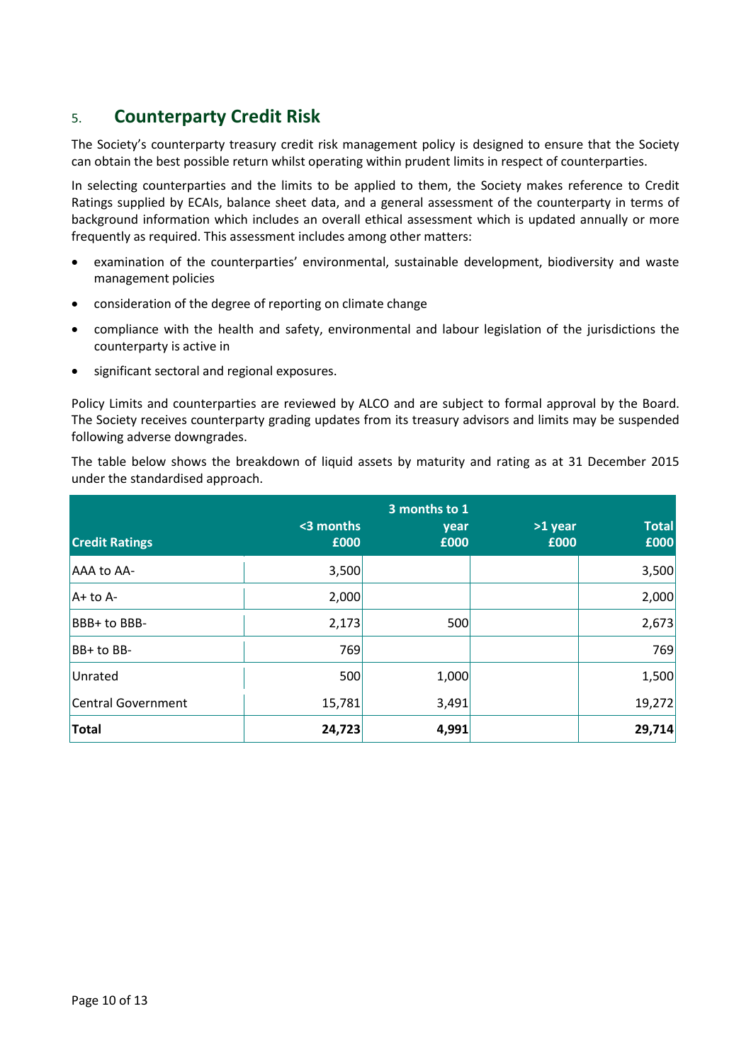## 5. Counterparty Credit Risk

The Society's counterparty treasury credit risk management policy is designed to ensure that the Society can obtain the best possible return whilst operating within prudent limits in respect of counterparties.

In selecting counterparties and the limits to be applied to them, the Society makes reference to Credit Ratings supplied by ECAIs, balance sheet data, and a general assessment of the counterparty in terms of background information which includes an overall ethical assessment which is updated annually or more frequently as required. This assessment includes among other matters:

- examination of the counterparties' environmental, sustainable development, biodiversity and waste management policies
- consideration of the degree of reporting on climate change
- compliance with the health and safety, environmental and labour legislation of the jurisdictions the counterparty is active in
- significant sectoral and regional exposures.

Policy Limits and counterparties are reviewed by ALCO and are subject to formal approval by the Board. The Society receives counterparty grading updates from its treasury advisors and limits may be suspended following adverse downgrades.

The table below shows the breakdown of liquid assets by maturity and rating as at 31 December 2015 under the standardised approach.

| Credit Ratings | <3 months £000 | 3 months to 1 year £000 | >1 year £000 | Total £000 |
|---|---:|---:|---:|---:|
| AAA to AA- | 3,500 | | | 3,500 |
| A+ to A- | 2,000 | | | 2,000 |
| BBB+ to BBB- | 2,173 | 500 | | 2,673 |
| BB+ to BB- | 769 | | | 769 |
| Unrated | 500 | 1,000 | | 1,500 |
| Central Government | 15,781 | 3,491 | | 19,272 |
| **Total** | **24,723** | **4,991** | | **29,714** |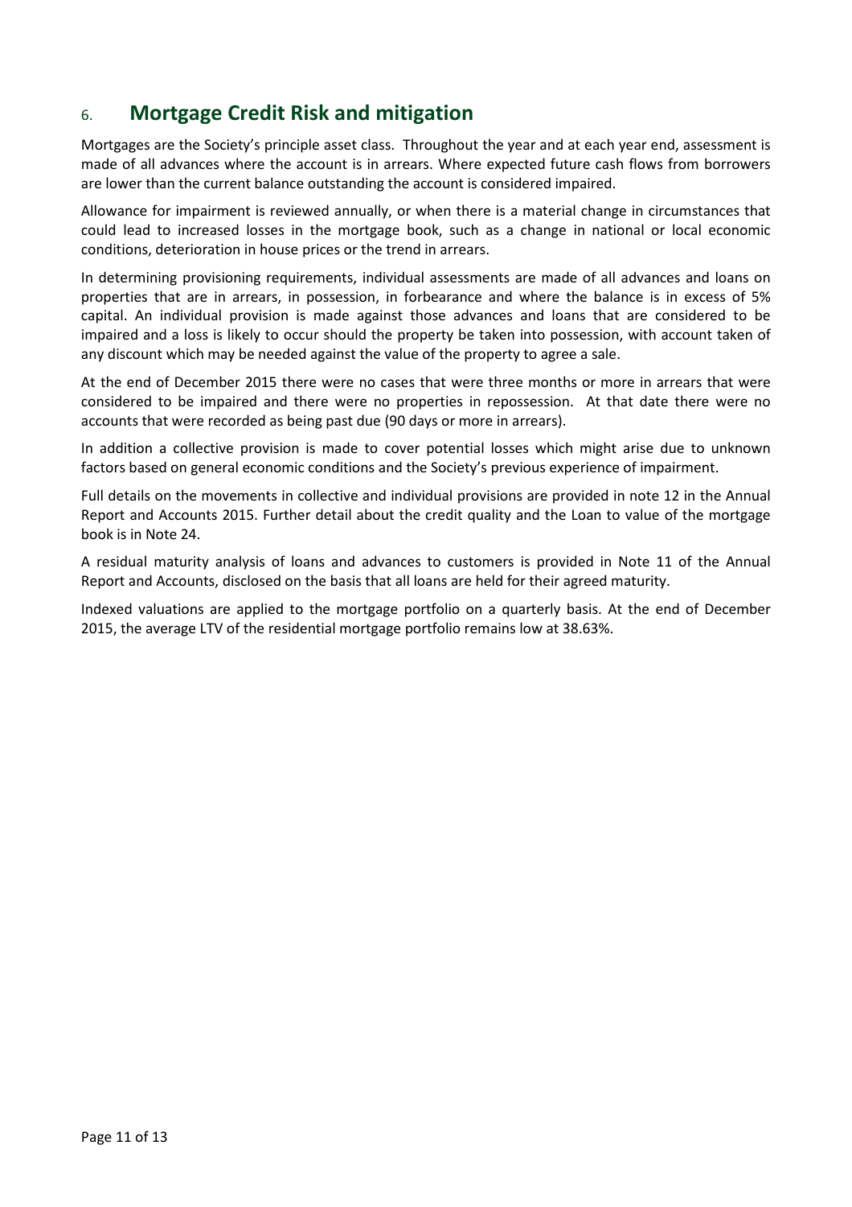## 6. Mortgage Credit Risk and mitigation

Mortgages are the Society's principle asset class. Throughout the year and at each year end, assessment is made of all advances where the account is in arrears. Where expected future cash flows from borrowers are lower than the current balance outstanding the account is considered impaired.

Allowance for impairment is reviewed annually, or when there is a material change in circumstances that could lead to increased losses in the mortgage book, such as a change in national or local economic conditions, deterioration in house prices or the trend in arrears.

In determining provisioning requirements, individual assessments are made of all advances and loans on properties that are in arrears, in possession, in forbearance and where the balance is in excess of 5% capital. An individual provision is made against those advances and loans that are considered to be impaired and a loss is likely to occur should the property be taken into possession, with account taken of any discount which may be needed against the value of the property to agree a sale.

At the end of December 2015 there were no cases that were three months or more in arrears that were considered to be impaired and there were no properties in repossession. At that date there were no accounts that were recorded as being past due (90 days or more in arrears).

In addition a collective provision is made to cover potential losses which might arise due to unknown factors based on general economic conditions and the Society's previous experience of impairment.

Full details on the movements in collective and individual provisions are provided in note 12 in the Annual Report and Accounts 2015. Further detail about the credit quality and the Loan to value of the mortgage book is in Note 24.

A residual maturity analysis of loans and advances to customers is provided in Note 11 of the Annual Report and Accounts, disclosed on the basis that all loans are held for their agreed maturity.

Indexed valuations are applied to the mortgage portfolio on a quarterly basis. At the end of December 2015, the average LTV of the residential mortgage portfolio remains low at 38.63%.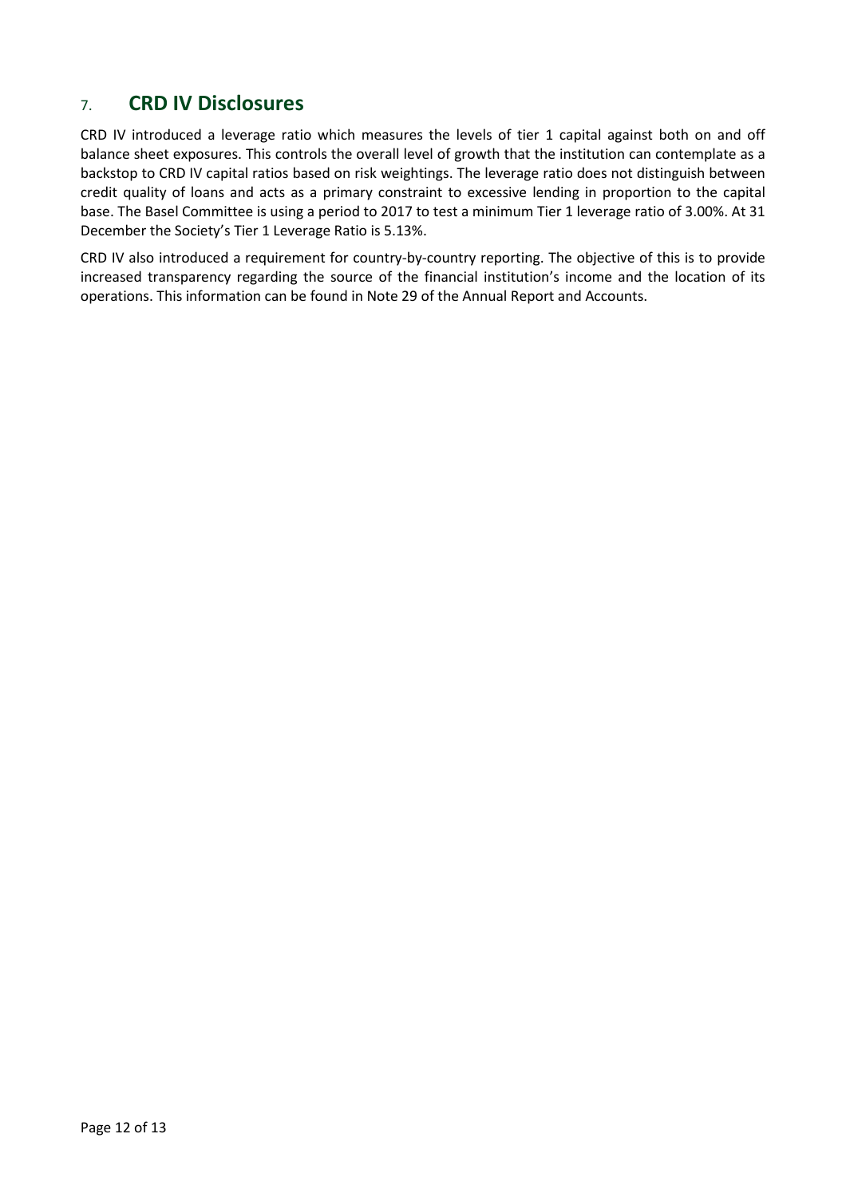## 7. CRD IV Disclosures

CRD IV introduced a leverage ratio which measures the levels of tier 1 capital against both on and off balance sheet exposures. This controls the overall level of growth that the institution can contemplate as a backstop to CRD IV capital ratios based on risk weightings. The leverage ratio does not distinguish between credit quality of loans and acts as a primary constraint to excessive lending in proportion to the capital base. The Basel Committee is using a period to 2017 to test a minimum Tier 1 leverage ratio of 3.00%. At 31 December the Society's Tier 1 Leverage Ratio is 5.13%.

CRD IV also introduced a requirement for country-by-country reporting. The objective of this is to provide increased transparency regarding the source of the financial institution's income and the location of its operations. This information can be found in Note 29 of the Annual Report and Accounts.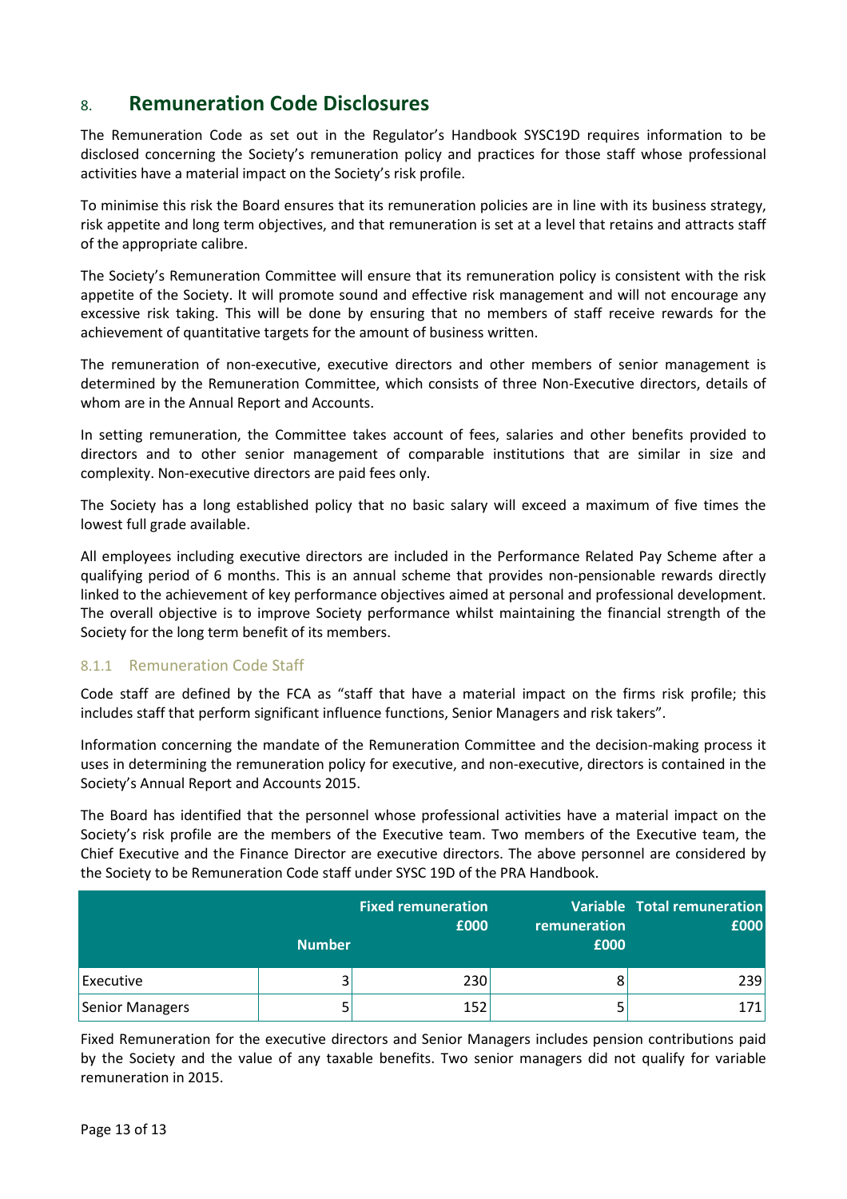## 8. Remuneration Code Disclosures

The Remuneration Code as set out in the Regulator's Handbook SYSC19D requires information to be disclosed concerning the Society's remuneration policy and practices for those staff whose professional activities have a material impact on the Society's risk profile.

To minimise this risk the Board ensures that its remuneration policies are in line with its business strategy, risk appetite and long term objectives, and that remuneration is set at a level that retains and attracts staff of the appropriate calibre.

The Society's Remuneration Committee will ensure that its remuneration policy is consistent with the risk appetite of the Society. It will promote sound and effective risk management and will not encourage any excessive risk taking. This will be done by ensuring that no members of staff receive rewards for the achievement of quantitative targets for the amount of business written.

The remuneration of non-executive, executive directors and other members of senior management is determined by the Remuneration Committee, which consists of three Non-Executive directors, details of whom are in the Annual Report and Accounts.

In setting remuneration, the Committee takes account of fees, salaries and other benefits provided to directors and to other senior management of comparable institutions that are similar in size and complexity. Non-executive directors are paid fees only.

The Society has a long established policy that no basic salary will exceed a maximum of five times the lowest full grade available.

All employees including executive directors are included in the Performance Related Pay Scheme after a qualifying period of 6 months. This is an annual scheme that provides non-pensionable rewards directly linked to the achievement of key performance objectives aimed at personal and professional development. The overall objective is to improve Society performance whilst maintaining the financial strength of the Society for the long term benefit of its members.

### 8.1.1 Remuneration Code Staff

Code staff are defined by the FCA as "staff that have a material impact on the firms risk profile; this includes staff that perform significant influence functions, Senior Managers and risk takers".

Information concerning the mandate of the Remuneration Committee and the decision-making process it uses in determining the remuneration policy for executive, and non-executive, directors is contained in the Society's Annual Report and Accounts 2015.

The Board has identified that the personnel whose professional activities have a material impact on the Society's risk profile are the members of the Executive team. Two members of the Executive team, the Chief Executive and the Finance Director are executive directors. The above personnel are considered by the Society to be Remuneration Code staff under SYSC 19D of the PRA Handbook.

| | Number | Fixed remuneration £000 | Variable remuneration £000 | Total remuneration £000 |
|---|---|---|---|---|
| Executive | 3 | 230 | 8 | 239 |
| Senior Managers | 5 | 152 | 5 | 171 |

Fixed Remuneration for the executive directors and Senior Managers includes pension contributions paid by the Society and the value of any taxable benefits. Two senior managers did not qualify for variable remuneration in 2015.